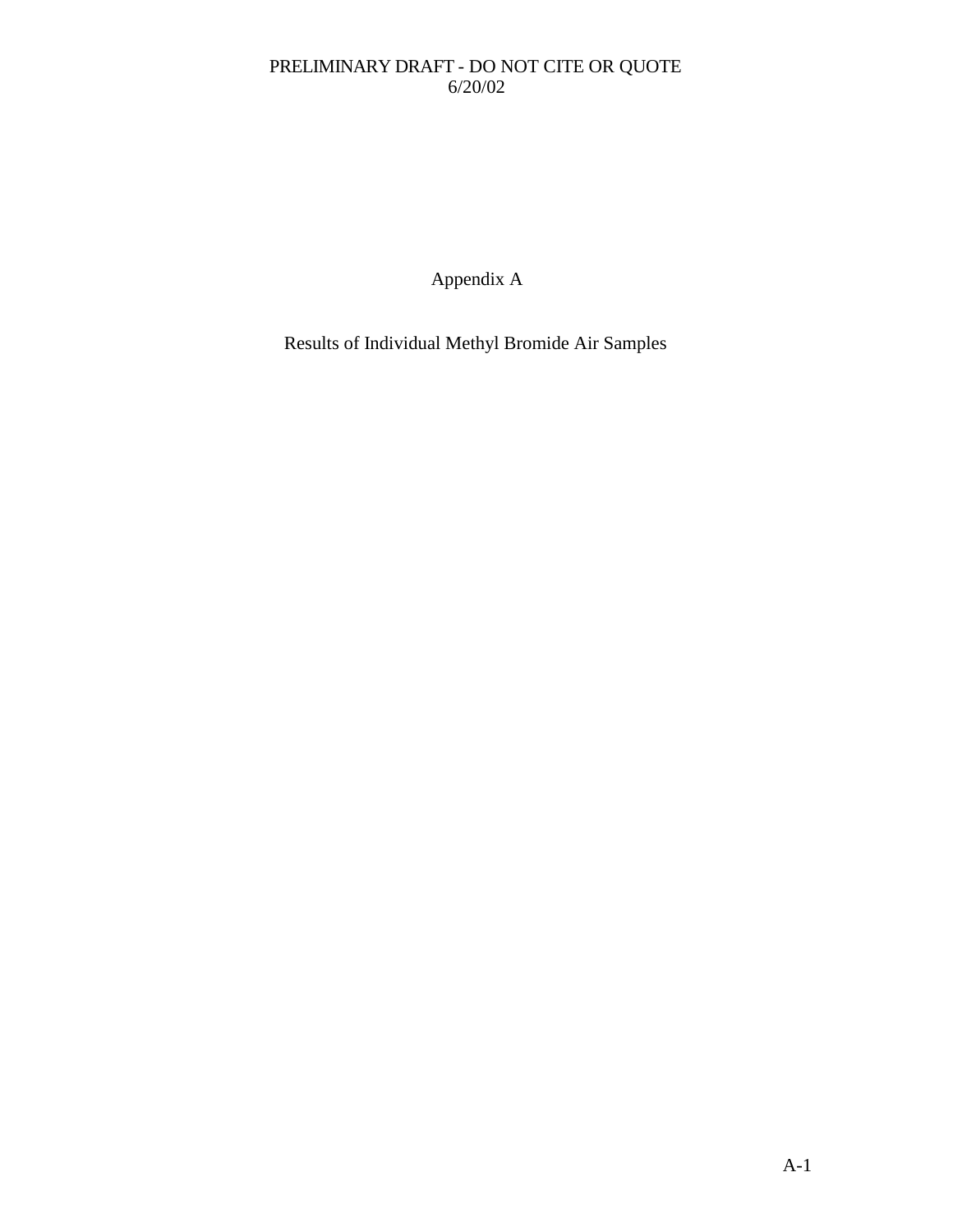PRELIMINARY DRAFT - DO NOT CITE OR QUOTE
6/20/02

# Appendix A

## Results of Individual Methyl Bromide Air Samples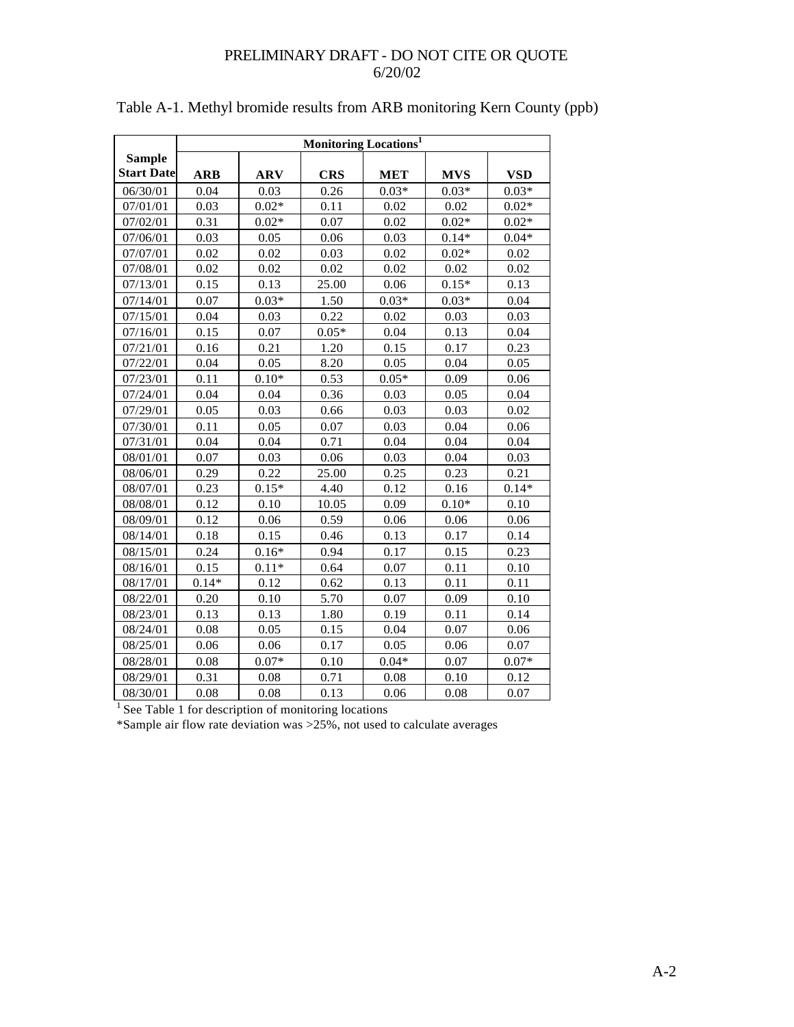PRELIMINARY DRAFT - DO NOT CITE OR QUOTE
6/20/02

Table A-1. Methyl bromide results from ARB monitoring Kern County (ppb)

| Sample Start Date | Monitoring Locations[1] | | | | | |
|---|---|---|---|---|---|---|
| | ARB | ARV | CRS | MET | MVS | VSD |
| 06/30/01 | 0.04 | 0.03 | 0.26 | 0.03* | 0.03* | 0.03* |
| 07/01/01 | 0.03 | 0.02* | 0.11 | 0.02 | 0.02 | 0.02* |
| 07/02/01 | 0.31 | 0.02* | 0.07 | 0.02 | 0.02* | 0.02* |
| 07/06/01 | 0.03 | 0.05 | 0.06 | 0.03 | 0.14* | 0.04* |
| 07/07/01 | 0.02 | 0.02 | 0.03 | 0.02 | 0.02* | 0.02 |
| 07/08/01 | 0.02 | 0.02 | 0.02 | 0.02 | 0.02 | 0.02 |
| 07/13/01 | 0.15 | 0.13 | 25.00 | 0.06 | 0.15* | 0.13 |
| 07/14/01 | 0.07 | 0.03* | 1.50 | 0.03* | 0.03* | 0.04 |
| 07/15/01 | 0.04 | 0.03 | 0.22 | 0.02 | 0.03 | 0.03 |
| 07/16/01 | 0.15 | 0.07 | 0.05* | 0.04 | 0.13 | 0.04 |
| 07/21/01 | 0.16 | 0.21 | 1.20 | 0.15 | 0.17 | 0.23 |
| 07/22/01 | 0.04 | 0.05 | 8.20 | 0.05 | 0.04 | 0.05 |
| 07/23/01 | 0.11 | 0.10* | 0.53 | 0.05* | 0.09 | 0.06 |
| 07/24/01 | 0.04 | 0.04 | 0.36 | 0.03 | 0.05 | 0.04 |
| 07/29/01 | 0.05 | 0.03 | 0.66 | 0.03 | 0.03 | 0.02 |
| 07/30/01 | 0.11 | 0.05 | 0.07 | 0.03 | 0.04 | 0.06 |
| 07/31/01 | 0.04 | 0.04 | 0.71 | 0.04 | 0.04 | 0.04 |
| 08/01/01 | 0.07 | 0.03 | 0.06 | 0.03 | 0.04 | 0.03 |
| 08/06/01 | 0.29 | 0.22 | 25.00 | 0.25 | 0.23 | 0.21 |
| 08/07/01 | 0.23 | 0.15* | 4.40 | 0.12 | 0.16 | 0.14* |
| 08/08/01 | 0.12 | 0.10 | 10.05 | 0.09 | 0.10* | 0.10 |
| 08/09/01 | 0.12 | 0.06 | 0.59 | 0.06 | 0.06 | 0.06 |
| 08/14/01 | 0.18 | 0.15 | 0.46 | 0.13 | 0.17 | 0.14 |
| 08/15/01 | 0.24 | 0.16* | 0.94 | 0.17 | 0.15 | 0.23 |
| 08/16/01 | 0.15 | 0.11* | 0.64 | 0.07 | 0.11 | 0.10 |
| 08/17/01 | 0.14* | 0.12 | 0.62 | 0.13 | 0.11 | 0.11 |
| 08/22/01 | 0.20 | 0.10 | 5.70 | 0.07 | 0.09 | 0.10 |
| 08/23/01 | 0.13 | 0.13 | 1.80 | 0.19 | 0.11 | 0.14 |
| 08/24/01 | 0.08 | 0.05 | 0.15 | 0.04 | 0.07 | 0.06 |
| 08/25/01 | 0.06 | 0.06 | 0.17 | 0.05 | 0.06 | 0.07 |
| 08/28/01 | 0.08 | 0.07* | 0.10 | 0.04* | 0.07 | 0.07* |
| 08/29/01 | 0.31 | 0.08 | 0.71 | 0.08 | 0.10 | 0.12 |
| 08/30/01 | 0.08 | 0.08 | 0.13 | 0.06 | 0.08 | 0.07 |

[1] See Table 1 for description of monitoring locations

*Sample air flow rate deviation was >25%, not used to calculate averages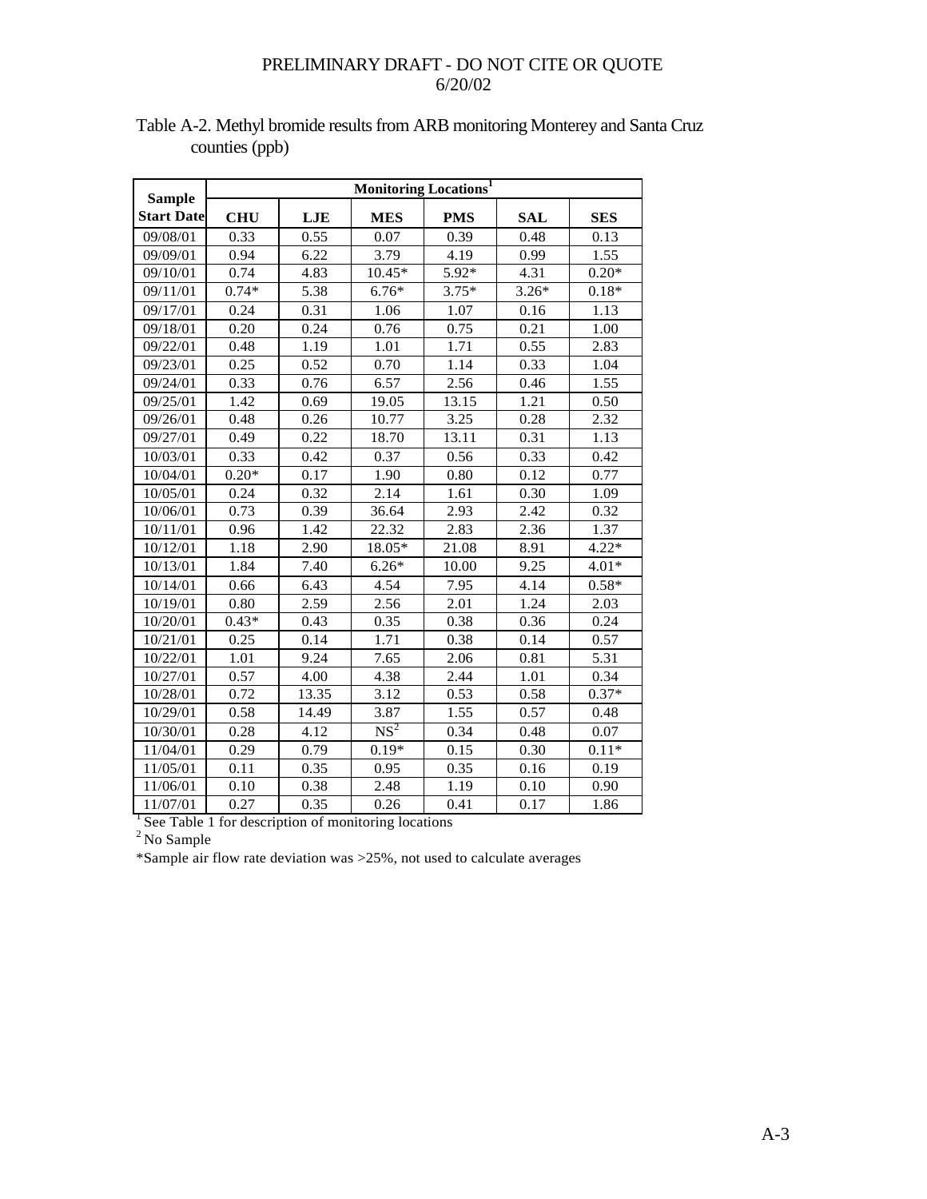PRELIMINARY DRAFT - DO NOT CITE OR QUOTE
6/20/02

Table A-2. Methyl bromide results from ARB monitoring Monterey and Santa Cruz counties (ppb)

| Sample Start Date | Monitoring Locations[1] | | | | | |
|---|---|---|---|---|---|---|
| | **CHU** | **LJE** | **MES** | **PMS** | **SAL** | **SES** |
| 09/08/01 | 0.33 | 0.55 | 0.07 | 0.39 | 0.48 | 0.13 |
| 09/09/01 | 0.94 | 6.22 | 3.79 | 4.19 | 0.99 | 1.55 |
| 09/10/01 | 0.74 | 4.83 | 10.45* | 5.92* | 4.31 | 0.20* |
| 09/11/01 | 0.74* | 5.38 | 6.76* | 3.75* | 3.26* | 0.18* |
| 09/17/01 | 0.24 | 0.31 | 1.06 | 1.07 | 0.16 | 1.13 |
| 09/18/01 | 0.20 | 0.24 | 0.76 | 0.75 | 0.21 | 1.00 |
| 09/22/01 | 0.48 | 1.19 | 1.01 | 1.71 | 0.55 | 2.83 |
| 09/23/01 | 0.25 | 0.52 | 0.70 | 1.14 | 0.33 | 1.04 |
| 09/24/01 | 0.33 | 0.76 | 6.57 | 2.56 | 0.46 | 1.55 |
| 09/25/01 | 1.42 | 0.69 | 19.05 | 13.15 | 1.21 | 0.50 |
| 09/26/01 | 0.48 | 0.26 | 10.77 | 3.25 | 0.28 | 2.32 |
| 09/27/01 | 0.49 | 0.22 | 18.70 | 13.11 | 0.31 | 1.13 |
| 10/03/01 | 0.33 | 0.42 | 0.37 | 0.56 | 0.33 | 0.42 |
| 10/04/01 | 0.20* | 0.17 | 1.90 | 0.80 | 0.12 | 0.77 |
| 10/05/01 | 0.24 | 0.32 | 2.14 | 1.61 | 0.30 | 1.09 |
| 10/06/01 | 0.73 | 0.39 | 36.64 | 2.93 | 2.42 | 0.32 |
| 10/11/01 | 0.96 | 1.42 | 22.32 | 2.83 | 2.36 | 1.37 |
| 10/12/01 | 1.18 | 2.90 | 18.05* | 21.08 | 8.91 | 4.22* |
| 10/13/01 | 1.84 | 7.40 | 6.26* | 10.00 | 9.25 | 4.01* |
| 10/14/01 | 0.66 | 6.43 | 4.54 | 7.95 | 4.14 | 0.58* |
| 10/19/01 | 0.80 | 2.59 | 2.56 | 2.01 | 1.24 | 2.03 |
| 10/20/01 | 0.43* | 0.43 | 0.35 | 0.38 | 0.36 | 0.24 |
| 10/21/01 | 0.25 | 0.14 | 1.71 | 0.38 | 0.14 | 0.57 |
| 10/22/01 | 1.01 | 9.24 | 7.65 | 2.06 | 0.81 | 5.31 |
| 10/27/01 | 0.57 | 4.00 | 4.38 | 2.44 | 1.01 | 0.34 |
| 10/28/01 | 0.72 | 13.35 | 3.12 | 0.53 | 0.58 | 0.37* |
| 10/29/01 | 0.58 | 14.49 | 3.87 | 1.55 | 0.57 | 0.48 |
| 10/30/01 | 0.28 | 4.12 | NS[2] | 0.34 | 0.48 | 0.07 |
| 11/04/01 | 0.29 | 0.79 | 0.19* | 0.15 | 0.30 | 0.11* |
| 11/05/01 | 0.11 | 0.35 | 0.95 | 0.35 | 0.16 | 0.19 |
| 11/06/01 | 0.10 | 0.38 | 2.48 | 1.19 | 0.10 | 0.90 |
| 11/07/01 | 0.27 | 0.35 | 0.26 | 0.41 | 0.17 | 1.86 |

[1] See Table 1 for description of monitoring locations

[2] No Sample

*Sample air flow rate deviation was >25%, not used to calculate averages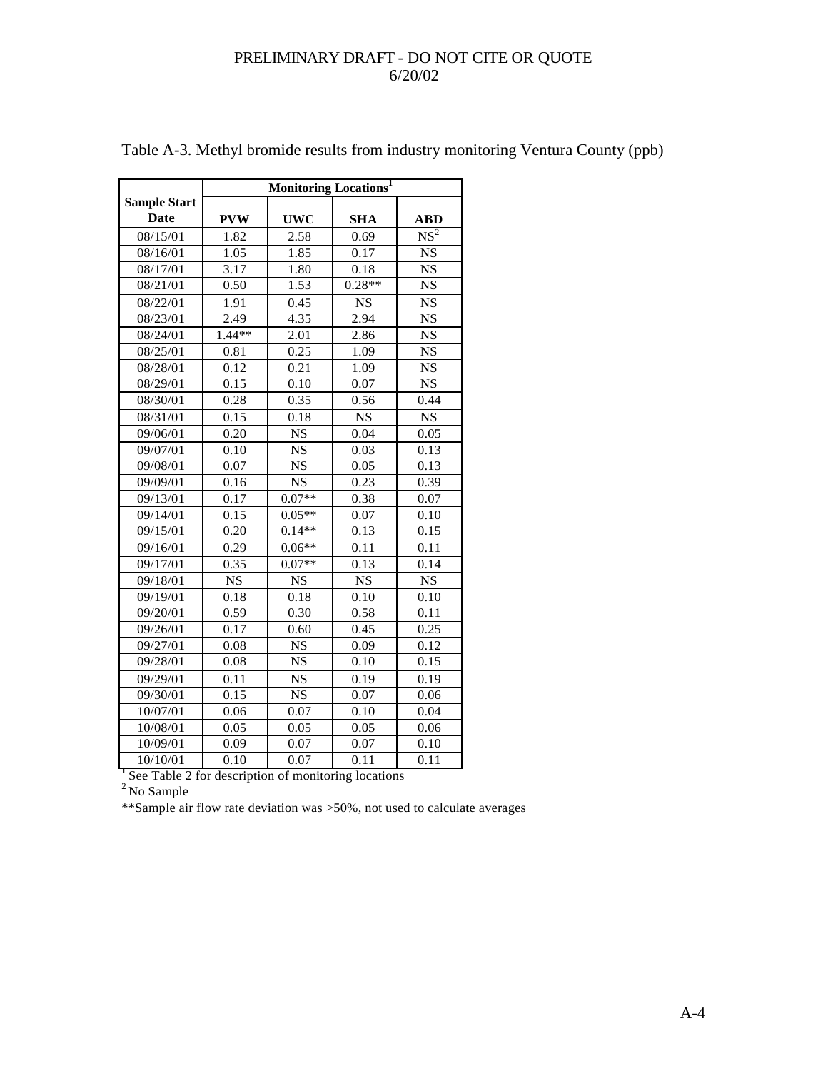PRELIMINARY DRAFT - DO NOT CITE OR QUOTE
6/20/02

Table A-3. Methyl bromide results from industry monitoring Ventura County (ppb)

| | Monitoring Locations[1] | | | |
|---|---|---|---|---|
| Sample Start Date | PVW | UWC | SHA | ABD |
| 08/15/01 | 1.82 | 2.58 | 0.69 | NS[2] |
| 08/16/01 | 1.05 | 1.85 | 0.17 | NS |
| 08/17/01 | 3.17 | 1.80 | 0.18 | NS |
| 08/21/01 | 0.50 | 1.53 | 0.28** | NS |
| 08/22/01 | 1.91 | 0.45 | NS | NS |
| 08/23/01 | 2.49 | 4.35 | 2.94 | NS |
| 08/24/01 | 1.44** | 2.01 | 2.86 | NS |
| 08/25/01 | 0.81 | 0.25 | 1.09 | NS |
| 08/28/01 | 0.12 | 0.21 | 1.09 | NS |
| 08/29/01 | 0.15 | 0.10 | 0.07 | NS |
| 08/30/01 | 0.28 | 0.35 | 0.56 | 0.44 |
| 08/31/01 | 0.15 | 0.18 | NS | NS |
| 09/06/01 | 0.20 | NS | 0.04 | 0.05 |
| 09/07/01 | 0.10 | NS | 0.03 | 0.13 |
| 09/08/01 | 0.07 | NS | 0.05 | 0.13 |
| 09/09/01 | 0.16 | NS | 0.23 | 0.39 |
| 09/13/01 | 0.17 | 0.07** | 0.38 | 0.07 |
| 09/14/01 | 0.15 | 0.05** | 0.07 | 0.10 |
| 09/15/01 | 0.20 | 0.14** | 0.13 | 0.15 |
| 09/16/01 | 0.29 | 0.06** | 0.11 | 0.11 |
| 09/17/01 | 0.35 | 0.07** | 0.13 | 0.14 |
| 09/18/01 | NS | NS | NS | NS |
| 09/19/01 | 0.18 | 0.18 | 0.10 | 0.10 |
| 09/20/01 | 0.59 | 0.30 | 0.58 | 0.11 |
| 09/26/01 | 0.17 | 0.60 | 0.45 | 0.25 |
| 09/27/01 | 0.08 | NS | 0.09 | 0.12 |
| 09/28/01 | 0.08 | NS | 0.10 | 0.15 |
| 09/29/01 | 0.11 | NS | 0.19 | 0.19 |
| 09/30/01 | 0.15 | NS | 0.07 | 0.06 |
| 10/07/01 | 0.06 | 0.07 | 0.10 | 0.04 |
| 10/08/01 | 0.05 | 0.05 | 0.05 | 0.06 |
| 10/09/01 | 0.09 | 0.07 | 0.07 | 0.10 |
| 10/10/01 | 0.10 | 0.07 | 0.11 | 0.11 |

[1] See Table 2 for description of monitoring locations

[2] No Sample

**Sample air flow rate deviation was >50%, not used to calculate averages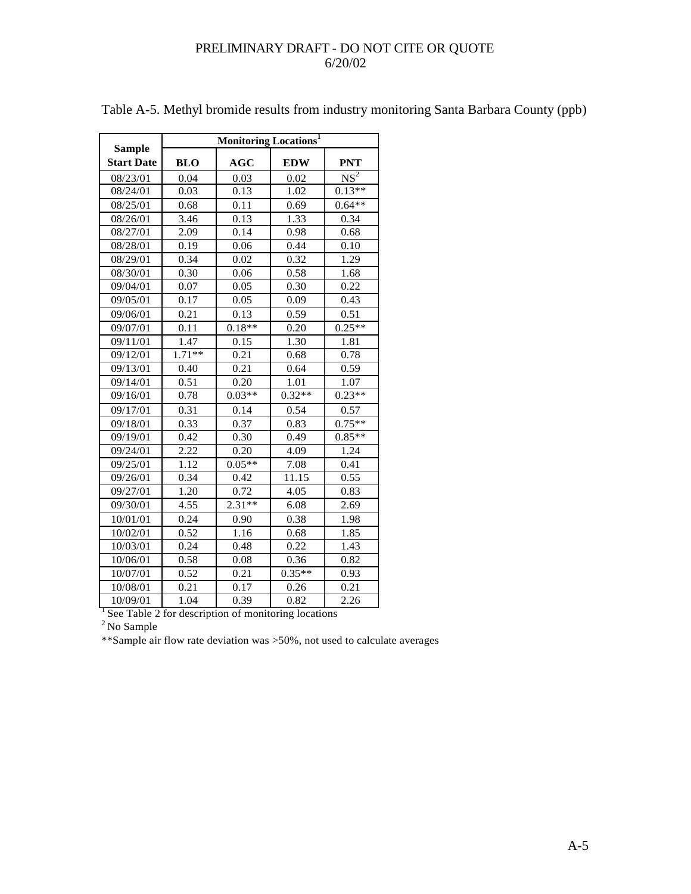PRELIMINARY DRAFT - DO NOT CITE OR QUOTE
6/20/02

Table A-5. Methyl bromide results from industry monitoring Santa Barbara County (ppb)

| Sample Start Date | Monitoring Locations[1] | | | |
|---|---|---|---|---|
| | BLO | AGC | EDW | PNT |
| 08/23/01 | 0.04 | 0.03 | 0.02 | NS[2] |
| 08/24/01 | 0.03 | 0.13 | 1.02 | 0.13** |
| 08/25/01 | 0.68 | 0.11 | 0.69 | 0.64** |
| 08/26/01 | 3.46 | 0.13 | 1.33 | 0.34 |
| 08/27/01 | 2.09 | 0.14 | 0.98 | 0.68 |
| 08/28/01 | 0.19 | 0.06 | 0.44 | 0.10 |
| 08/29/01 | 0.34 | 0.02 | 0.32 | 1.29 |
| 08/30/01 | 0.30 | 0.06 | 0.58 | 1.68 |
| 09/04/01 | 0.07 | 0.05 | 0.30 | 0.22 |
| 09/05/01 | 0.17 | 0.05 | 0.09 | 0.43 |
| 09/06/01 | 0.21 | 0.13 | 0.59 | 0.51 |
| 09/07/01 | 0.11 | 0.18** | 0.20 | 0.25** |
| 09/11/01 | 1.47 | 0.15 | 1.30 | 1.81 |
| 09/12/01 | 1.71** | 0.21 | 0.68 | 0.78 |
| 09/13/01 | 0.40 | 0.21 | 0.64 | 0.59 |
| 09/14/01 | 0.51 | 0.20 | 1.01 | 1.07 |
| 09/16/01 | 0.78 | 0.03** | 0.32** | 0.23** |
| 09/17/01 | 0.31 | 0.14 | 0.54 | 0.57 |
| 09/18/01 | 0.33 | 0.37 | 0.83 | 0.75** |
| 09/19/01 | 0.42 | 0.30 | 0.49 | 0.85** |
| 09/24/01 | 2.22 | 0.20 | 4.09 | 1.24 |
| 09/25/01 | 1.12 | 0.05** | 7.08 | 0.41 |
| 09/26/01 | 0.34 | 0.42 | 11.15 | 0.55 |
| 09/27/01 | 1.20 | 0.72 | 4.05 | 0.83 |
| 09/30/01 | 4.55 | 2.31** | 6.08 | 2.69 |
| 10/01/01 | 0.24 | 0.90 | 0.38 | 1.98 |
| 10/02/01 | 0.52 | 1.16 | 0.68 | 1.85 |
| 10/03/01 | 0.24 | 0.48 | 0.22 | 1.43 |
| 10/06/01 | 0.58 | 0.08 | 0.36 | 0.82 |
| 10/07/01 | 0.52 | 0.21 | 0.35** | 0.93 |
| 10/08/01 | 0.21 | 0.17 | 0.26 | 0.21 |
| 10/09/01 | 1.04 | 0.39 | 0.82 | 2.26 |

[1] See Table 2 for description of monitoring locations

[2] No Sample

**Sample air flow rate deviation was >50%, not used to calculate averages